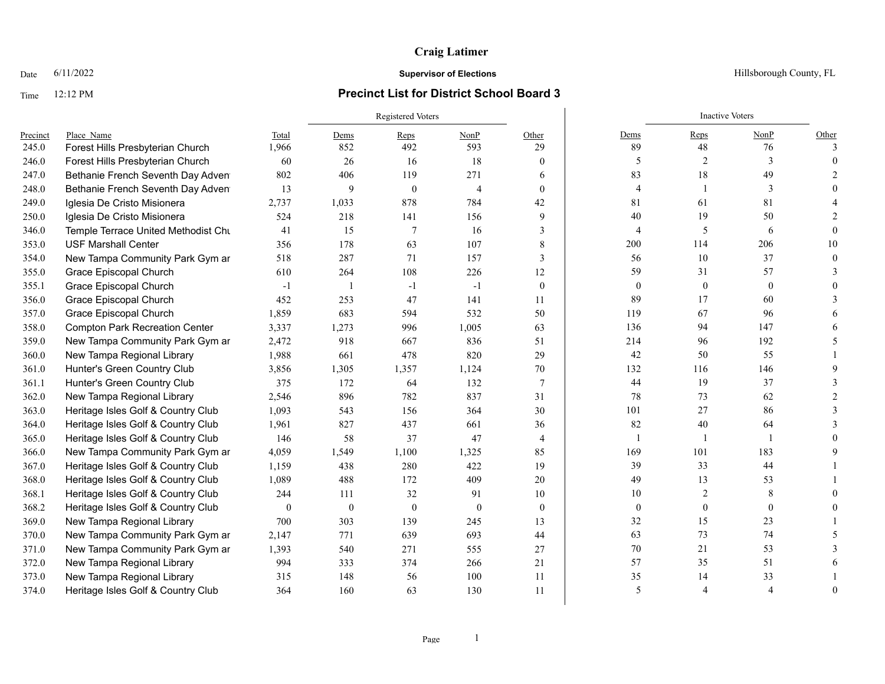# Craig Latimer

**Supervisor of Elections**

Hillsborough County, FL

Date 6/11/2022

Time 12:12 PM

## Precinct List for District School Board 3

| Precinct | Place_Name | Total | Registered Voters | | | | Inactive Voters | | | |
|---|---|---|---|---|---|---|---|---|---|---|
| | | | Dems | Reps | NonP | Other | Dems | Reps | NonP | Other |
| 245.0 | Forest Hills Presbyterian Church | 1,966 | 852 | 492 | 593 | 29 | 89 | 48 | 76 | 3 |
| 246.0 | Forest Hills Presbyterian Church | 60 | 26 | 16 | 18 | 0 | 5 | 2 | 3 | 0 |
| 247.0 | Bethanie French Seventh Day Adven | 802 | 406 | 119 | 271 | 6 | 83 | 18 | 49 | 2 |
| 248.0 | Bethanie French Seventh Day Adven | 13 | 9 | 0 | 4 | 0 | 4 | 1 | 3 | 0 |
| 249.0 | Iglesia De Cristo Misionera | 2,737 | 1,033 | 878 | 784 | 42 | 81 | 61 | 81 | 4 |
| 250.0 | Iglesia De Cristo Misionera | 524 | 218 | 141 | 156 | 9 | 40 | 19 | 50 | 2 |
| 346.0 | Temple Terrace United Methodist Chu | 41 | 15 | 7 | 16 | 3 | 4 | 5 | 6 | 0 |
| 353.0 | USF Marshall Center | 356 | 178 | 63 | 107 | 8 | 200 | 114 | 206 | 10 |
| 354.0 | New Tampa Community Park Gym ar | 518 | 287 | 71 | 157 | 3 | 56 | 10 | 37 | 0 |
| 355.0 | Grace Episcopal Church | 610 | 264 | 108 | 226 | 12 | 59 | 31 | 57 | 3 |
| 355.1 | Grace Episcopal Church | -1 | 1 | -1 | -1 | 0 | 0 | 0 | 0 | 0 |
| 356.0 | Grace Episcopal Church | 452 | 253 | 47 | 141 | 11 | 89 | 17 | 60 | 3 |
| 357.0 | Grace Episcopal Church | 1,859 | 683 | 594 | 532 | 50 | 119 | 67 | 96 | 6 |
| 358.0 | Compton Park Recreation Center | 3,337 | 1,273 | 996 | 1,005 | 63 | 136 | 94 | 147 | 6 |
| 359.0 | New Tampa Community Park Gym ar | 2,472 | 918 | 667 | 836 | 51 | 214 | 96 | 192 | 5 |
| 360.0 | New Tampa Regional Library | 1,988 | 661 | 478 | 820 | 29 | 42 | 50 | 55 | 1 |
| 361.0 | Hunter's Green Country Club | 3,856 | 1,305 | 1,357 | 1,124 | 70 | 132 | 116 | 146 | 9 |
| 361.1 | Hunter's Green Country Club | 375 | 172 | 64 | 132 | 7 | 44 | 19 | 37 | 3 |
| 362.0 | New Tampa Regional Library | 2,546 | 896 | 782 | 837 | 31 | 78 | 73 | 62 | 2 |
| 363.0 | Heritage Isles Golf & Country Club | 1,093 | 543 | 156 | 364 | 30 | 101 | 27 | 86 | 3 |
| 364.0 | Heritage Isles Golf & Country Club | 1,961 | 827 | 437 | 661 | 36 | 82 | 40 | 64 | 3 |
| 365.0 | Heritage Isles Golf & Country Club | 146 | 58 | 37 | 47 | 4 | 1 | 1 | 1 | 0 |
| 366.0 | New Tampa Community Park Gym ar | 4,059 | 1,549 | 1,100 | 1,325 | 85 | 169 | 101 | 183 | 9 |
| 367.0 | Heritage Isles Golf & Country Club | 1,159 | 438 | 280 | 422 | 19 | 39 | 33 | 44 | 1 |
| 368.0 | Heritage Isles Golf & Country Club | 1,089 | 488 | 172 | 409 | 20 | 49 | 13 | 53 | 1 |
| 368.1 | Heritage Isles Golf & Country Club | 244 | 111 | 32 | 91 | 10 | 10 | 2 | 8 | 0 |
| 368.2 | Heritage Isles Golf & Country Club | 0 | 0 | 0 | 0 | 0 | 0 | 0 | 0 | 0 |
| 369.0 | New Tampa Regional Library | 700 | 303 | 139 | 245 | 13 | 32 | 15 | 23 | 1 |
| 370.0 | New Tampa Community Park Gym ar | 2,147 | 771 | 639 | 693 | 44 | 63 | 73 | 74 | 5 |
| 371.0 | New Tampa Community Park Gym ar | 1,393 | 540 | 271 | 555 | 27 | 70 | 21 | 53 | 3 |
| 372.0 | New Tampa Regional Library | 994 | 333 | 374 | 266 | 21 | 57 | 35 | 51 | 6 |
| 373.0 | New Tampa Regional Library | 315 | 148 | 56 | 100 | 11 | 35 | 14 | 33 | 1 |
| 374.0 | Heritage Isles Golf & Country Club | 364 | 160 | 63 | 130 | 11 | 5 | 4 | 4 | 0 |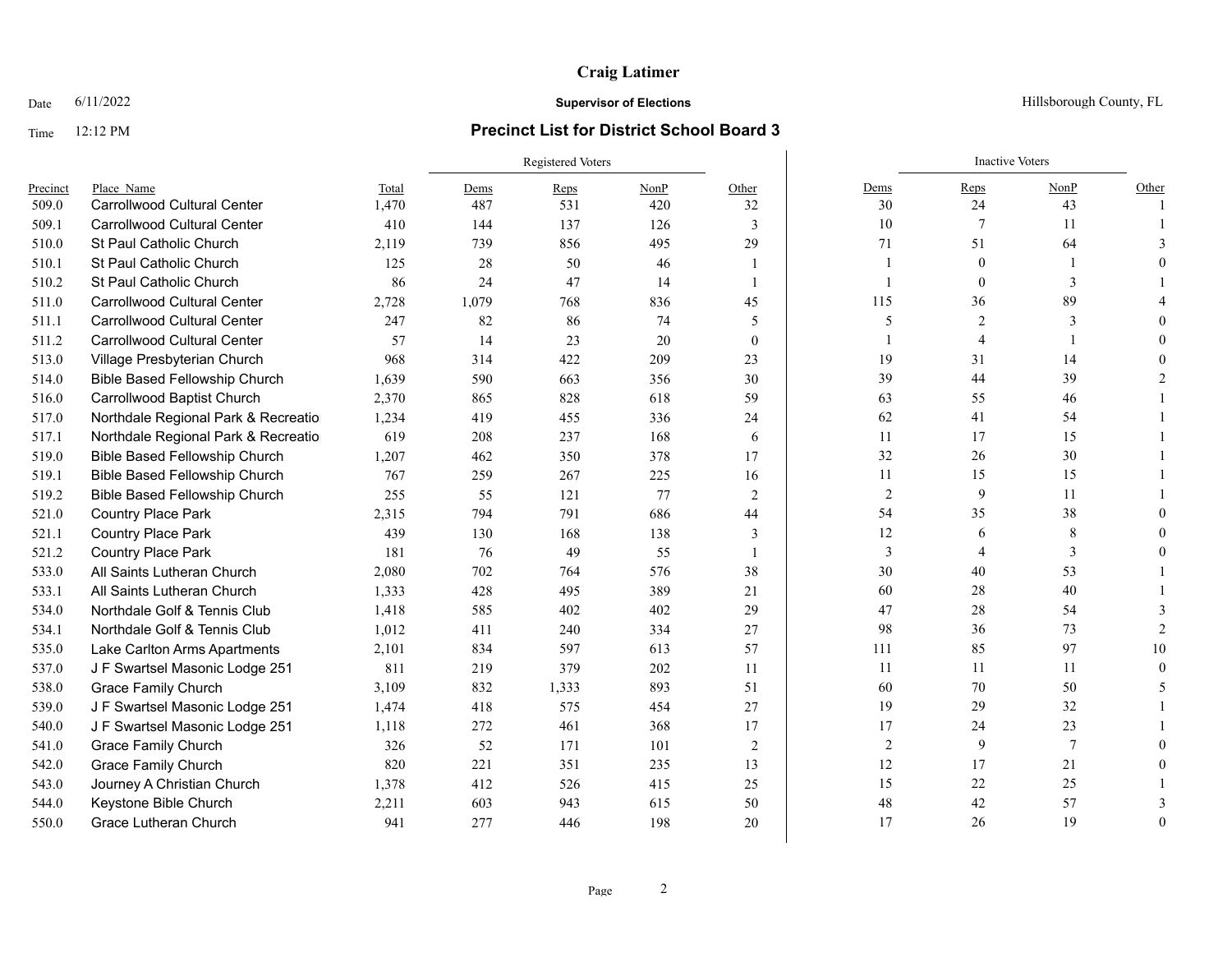**Craig Latimer**

Date 6/11/2022 **Supervisor of Elections** Hillsborough County, FL

Time 12:12 PM **Precinct List for District School Board 3**

| | | | Registered Voters | | | | Inactive Voters | | | |
|---|---|---|---|---|---|---|---|---|---|---|
| Precinct | Place Name | Total | Dems | Reps | NonP | Other | Dems | Reps | NonP | Other |
| 509.0 | Carrollwood Cultural Center | 1,470 | 487 | 531 | 420 | 32 | 30 | 24 | 43 | 1 |
| 509.1 | Carrollwood Cultural Center | 410 | 144 | 137 | 126 | 3 | 10 | 7 | 11 | 1 |
| 510.0 | St Paul Catholic Church | 2,119 | 739 | 856 | 495 | 29 | 71 | 51 | 64 | 3 |
| 510.1 | St Paul Catholic Church | 125 | 28 | 50 | 46 | 1 | 1 | 0 | 1 | 0 |
| 510.2 | St Paul Catholic Church | 86 | 24 | 47 | 14 | 1 | 1 | 0 | 3 | 1 |
| 511.0 | Carrollwood Cultural Center | 2,728 | 1,079 | 768 | 836 | 45 | 115 | 36 | 89 | 4 |
| 511.1 | Carrollwood Cultural Center | 247 | 82 | 86 | 74 | 5 | 5 | 2 | 3 | 0 |
| 511.2 | Carrollwood Cultural Center | 57 | 14 | 23 | 20 | 0 | 1 | 4 | 1 | 0 |
| 513.0 | Village Presbyterian Church | 968 | 314 | 422 | 209 | 23 | 19 | 31 | 14 | 0 |
| 514.0 | Bible Based Fellowship Church | 1,639 | 590 | 663 | 356 | 30 | 39 | 44 | 39 | 2 |
| 516.0 | Carrollwood Baptist Church | 2,370 | 865 | 828 | 618 | 59 | 63 | 55 | 46 | 1 |
| 517.0 | Northdale Regional Park & Recreatio | 1,234 | 419 | 455 | 336 | 24 | 62 | 41 | 54 | 1 |
| 517.1 | Northdale Regional Park & Recreatio | 619 | 208 | 237 | 168 | 6 | 11 | 17 | 15 | 1 |
| 519.0 | Bible Based Fellowship Church | 1,207 | 462 | 350 | 378 | 17 | 32 | 26 | 30 | 1 |
| 519.1 | Bible Based Fellowship Church | 767 | 259 | 267 | 225 | 16 | 11 | 15 | 15 | 1 |
| 519.2 | Bible Based Fellowship Church | 255 | 55 | 121 | 77 | 2 | 2 | 9 | 11 | 1 |
| 521.0 | Country Place Park | 2,315 | 794 | 791 | 686 | 44 | 54 | 35 | 38 | 0 |
| 521.1 | Country Place Park | 439 | 130 | 168 | 138 | 3 | 12 | 6 | 8 | 0 |
| 521.2 | Country Place Park | 181 | 76 | 49 | 55 | 1 | 3 | 4 | 3 | 0 |
| 533.0 | All Saints Lutheran Church | 2,080 | 702 | 764 | 576 | 38 | 30 | 40 | 53 | 1 |
| 533.1 | All Saints Lutheran Church | 1,333 | 428 | 495 | 389 | 21 | 60 | 28 | 40 | 1 |
| 534.0 | Northdale Golf & Tennis Club | 1,418 | 585 | 402 | 402 | 29 | 47 | 28 | 54 | 3 |
| 534.1 | Northdale Golf & Tennis Club | 1,012 | 411 | 240 | 334 | 27 | 98 | 36 | 73 | 2 |
| 535.0 | Lake Carlton Arms Apartments | 2,101 | 834 | 597 | 613 | 57 | 111 | 85 | 97 | 10 |
| 537.0 | J F Swartsel Masonic Lodge 251 | 811 | 219 | 379 | 202 | 11 | 11 | 11 | 11 | 0 |
| 538.0 | Grace Family Church | 3,109 | 832 | 1,333 | 893 | 51 | 60 | 70 | 50 | 5 |
| 539.0 | J F Swartsel Masonic Lodge 251 | 1,474 | 418 | 575 | 454 | 27 | 19 | 29 | 32 | 1 |
| 540.0 | J F Swartsel Masonic Lodge 251 | 1,118 | 272 | 461 | 368 | 17 | 17 | 24 | 23 | 1 |
| 541.0 | Grace Family Church | 326 | 52 | 171 | 101 | 2 | 2 | 9 | 7 | 0 |
| 542.0 | Grace Family Church | 820 | 221 | 351 | 235 | 13 | 12 | 17 | 21 | 0 |
| 543.0 | Journey A Christian Church | 1,378 | 412 | 526 | 415 | 25 | 15 | 22 | 25 | 1 |
| 544.0 | Keystone Bible Church | 2,211 | 603 | 943 | 615 | 50 | 48 | 42 | 57 | 3 |
| 550.0 | Grace Lutheran Church | 941 | 277 | 446 | 198 | 20 | 17 | 26 | 19 | 0 |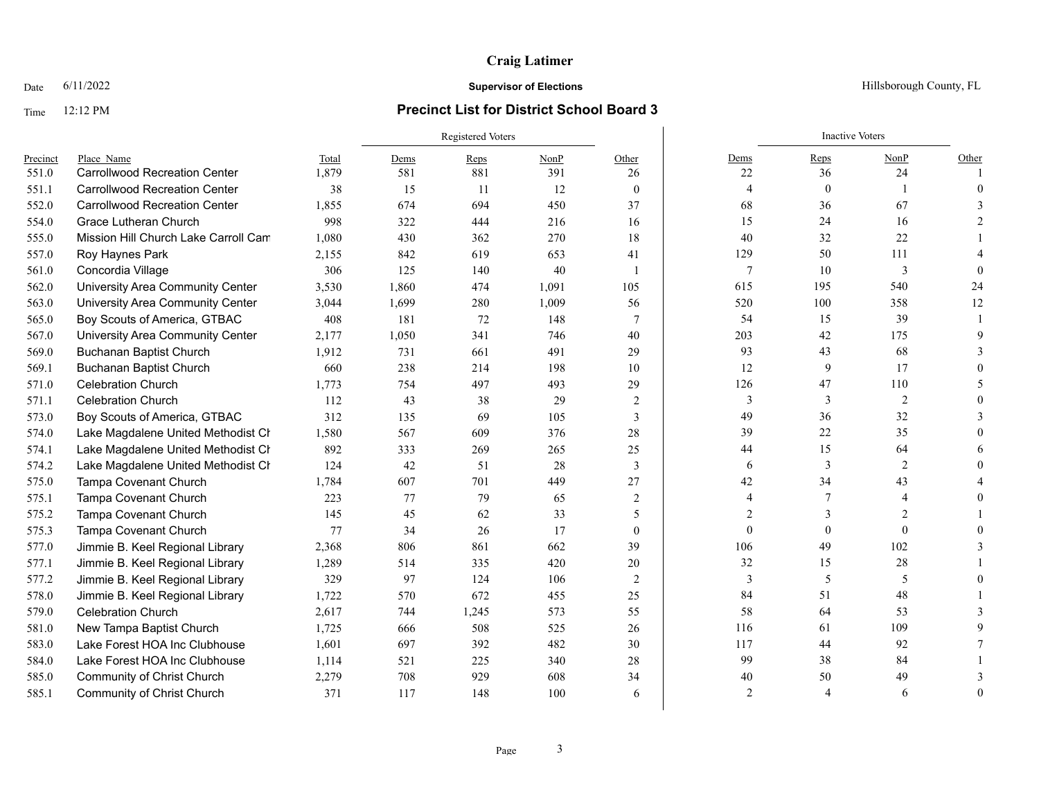**Craig Latimer**

Date 6/11/2022 **Supervisor of Elections** Hillsborough County, FL

Time 12:12 PM **Precinct List for District School Board 3**

| | | | Registered Voters | | | | Inactive Voters | | | |
|---|---|---|---|---|---|---|---|---|---|---|
| Precinct | Place Name | Total | Dems | Reps | NonP | Other | Dems | Reps | NonP | Other |
| 551.0 | Carrollwood Recreation Center | 1,879 | 581 | 881 | 391 | 26 | 22 | 36 | 24 | 1 |
| 551.1 | Carrollwood Recreation Center | 38 | 15 | 11 | 12 | 0 | 4 | 0 | 1 | 0 |
| 552.0 | Carrollwood Recreation Center | 1,855 | 674 | 694 | 450 | 37 | 68 | 36 | 67 | 3 |
| 554.0 | Grace Lutheran Church | 998 | 322 | 444 | 216 | 16 | 15 | 24 | 16 | 2 |
| 555.0 | Mission Hill Church Lake Carroll Cam | 1,080 | 430 | 362 | 270 | 18 | 40 | 32 | 22 | 1 |
| 557.0 | Roy Haynes Park | 2,155 | 842 | 619 | 653 | 41 | 129 | 50 | 111 | 4 |
| 561.0 | Concordia Village | 306 | 125 | 140 | 40 | 1 | 7 | 10 | 3 | 0 |
| 562.0 | University Area Community Center | 3,530 | 1,860 | 474 | 1,091 | 105 | 615 | 195 | 540 | 24 |
| 563.0 | University Area Community Center | 3,044 | 1,699 | 280 | 1,009 | 56 | 520 | 100 | 358 | 12 |
| 565.0 | Boy Scouts of America, GTBAC | 408 | 181 | 72 | 148 | 7 | 54 | 15 | 39 | 1 |
| 567.0 | University Area Community Center | 2,177 | 1,050 | 341 | 746 | 40 | 203 | 42 | 175 | 9 |
| 569.0 | Buchanan Baptist Church | 1,912 | 731 | 661 | 491 | 29 | 93 | 43 | 68 | 3 |
| 569.1 | Buchanan Baptist Church | 660 | 238 | 214 | 198 | 10 | 12 | 9 | 17 | 0 |
| 571.0 | Celebration Church | 1,773 | 754 | 497 | 493 | 29 | 126 | 47 | 110 | 5 |
| 571.1 | Celebration Church | 112 | 43 | 38 | 29 | 2 | 3 | 3 | 2 | 0 |
| 573.0 | Boy Scouts of America, GTBAC | 312 | 135 | 69 | 105 | 3 | 49 | 36 | 32 | 3 |
| 574.0 | Lake Magdalene United Methodist Ch | 1,580 | 567 | 609 | 376 | 28 | 39 | 22 | 35 | 0 |
| 574.1 | Lake Magdalene United Methodist Ch | 892 | 333 | 269 | 265 | 25 | 44 | 15 | 64 | 6 |
| 574.2 | Lake Magdalene United Methodist Ch | 124 | 42 | 51 | 28 | 3 | 6 | 3 | 2 | 0 |
| 575.0 | Tampa Covenant Church | 1,784 | 607 | 701 | 449 | 27 | 42 | 34 | 43 | 4 |
| 575.1 | Tampa Covenant Church | 223 | 77 | 79 | 65 | 2 | 4 | 7 | 4 | 0 |
| 575.2 | Tampa Covenant Church | 145 | 45 | 62 | 33 | 5 | 2 | 3 | 2 | 1 |
| 575.3 | Tampa Covenant Church | 77 | 34 | 26 | 17 | 0 | 0 | 0 | 0 | 0 |
| 577.0 | Jimmie B. Keel Regional Library | 2,368 | 806 | 861 | 662 | 39 | 106 | 49 | 102 | 3 |
| 577.1 | Jimmie B. Keel Regional Library | 1,289 | 514 | 335 | 420 | 20 | 32 | 15 | 28 | 1 |
| 577.2 | Jimmie B. Keel Regional Library | 329 | 97 | 124 | 106 | 2 | 3 | 5 | 5 | 0 |
| 578.0 | Jimmie B. Keel Regional Library | 1,722 | 570 | 672 | 455 | 25 | 84 | 51 | 48 | 1 |
| 579.0 | Celebration Church | 2,617 | 744 | 1,245 | 573 | 55 | 58 | 64 | 53 | 3 |
| 581.0 | New Tampa Baptist Church | 1,725 | 666 | 508 | 525 | 26 | 116 | 61 | 109 | 9 |
| 583.0 | Lake Forest HOA Inc Clubhouse | 1,601 | 697 | 392 | 482 | 30 | 117 | 44 | 92 | 7 |
| 584.0 | Lake Forest HOA Inc Clubhouse | 1,114 | 521 | 225 | 340 | 28 | 99 | 38 | 84 | 1 |
| 585.0 | Community of Christ Church | 2,279 | 708 | 929 | 608 | 34 | 40 | 50 | 49 | 3 |
| 585.1 | Community of Christ Church | 371 | 117 | 148 | 100 | 6 | 2 | 4 | 6 | 0 |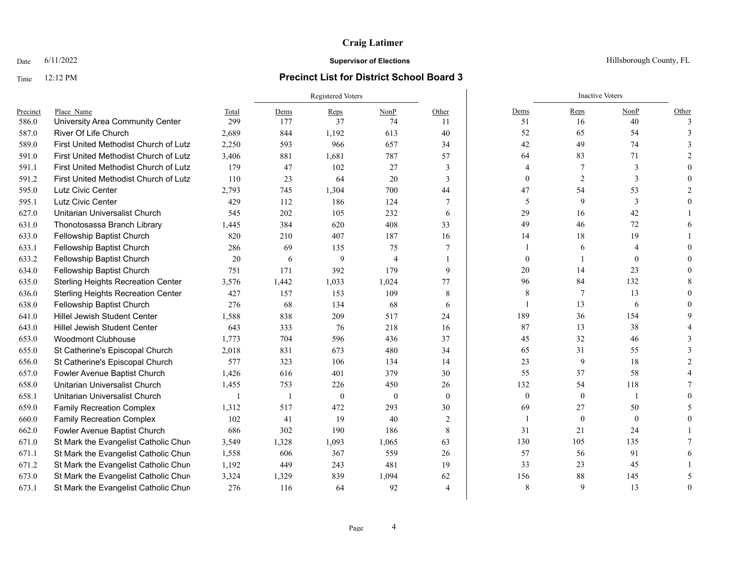# Craig Latimer

Date 6/11/2022 **Supervisor of Elections** Hillsborough County, FL

Time 12:12 PM **Precinct List for District School Board 3**

| Precinct | Place_Name | Total | Registered Voters | | | | Inactive Voters | | | |
|---|---|---|---|---|---|---|---|---|---|---|
| | | | Dems | Reps | NonP | Other | Dems | Reps | NonP | Other |
| 586.0 | University Area Community Center | 299 | 177 | 37 | 74 | 11 | 51 | 16 | 40 | 3 |
| 587.0 | River Of Life Church | 2,689 | 844 | 1,192 | 613 | 40 | 52 | 65 | 54 | 3 |
| 589.0 | First United Methodist Church of Lutz | 2,250 | 593 | 966 | 657 | 34 | 42 | 49 | 74 | 3 |
| 591.0 | First United Methodist Church of Lutz | 3,406 | 881 | 1,681 | 787 | 57 | 64 | 83 | 71 | 2 |
| 591.1 | First United Methodist Church of Lutz | 179 | 47 | 102 | 27 | 3 | 4 | 7 | 3 | 0 |
| 591.2 | First United Methodist Church of Lutz | 110 | 23 | 64 | 20 | 3 | 0 | 2 | 3 | 0 |
| 595.0 | Lutz Civic Center | 2,793 | 745 | 1,304 | 700 | 44 | 47 | 54 | 53 | 2 |
| 595.1 | Lutz Civic Center | 429 | 112 | 186 | 124 | 7 | 5 | 9 | 3 | 0 |
| 627.0 | Unitarian Universalist Church | 545 | 202 | 105 | 232 | 6 | 29 | 16 | 42 | 1 |
| 631.0 | Thonotosassa Branch Library | 1,445 | 384 | 620 | 408 | 33 | 49 | 46 | 72 | 6 |
| 633.0 | Fellowship Baptist Church | 820 | 210 | 407 | 187 | 16 | 14 | 18 | 19 | 1 |
| 633.1 | Fellowship Baptist Church | 286 | 69 | 135 | 75 | 7 | 1 | 6 | 4 | 0 |
| 633.2 | Fellowship Baptist Church | 20 | 6 | 9 | 4 | 1 | 0 | 1 | 0 | 0 |
| 634.0 | Fellowship Baptist Church | 751 | 171 | 392 | 179 | 9 | 20 | 14 | 23 | 0 |
| 635.0 | Sterling Heights Recreation Center | 3,576 | 1,442 | 1,033 | 1,024 | 77 | 96 | 84 | 132 | 8 |
| 636.0 | Sterling Heights Recreation Center | 427 | 157 | 153 | 109 | 8 | 8 | 7 | 13 | 0 |
| 638.0 | Fellowship Baptist Church | 276 | 68 | 134 | 68 | 6 | 1 | 13 | 6 | 0 |
| 641.0 | Hillel Jewish Student Center | 1,588 | 838 | 209 | 517 | 24 | 189 | 36 | 154 | 9 |
| 643.0 | Hillel Jewish Student Center | 643 | 333 | 76 | 218 | 16 | 87 | 13 | 38 | 4 |
| 653.0 | Woodmont Clubhouse | 1,773 | 704 | 596 | 436 | 37 | 45 | 32 | 46 | 3 |
| 655.0 | St Catherine's Episcopal Church | 2,018 | 831 | 673 | 480 | 34 | 65 | 31 | 55 | 3 |
| 656.0 | St Catherine's Episcopal Church | 577 | 323 | 106 | 134 | 14 | 23 | 9 | 18 | 2 |
| 657.0 | Fowler Avenue Baptist Church | 1,426 | 616 | 401 | 379 | 30 | 55 | 37 | 58 | 4 |
| 658.0 | Unitarian Universalist Church | 1,455 | 753 | 226 | 450 | 26 | 132 | 54 | 118 | 7 |
| 658.1 | Unitarian Universalist Church | 1 | 1 | 0 | 0 | 0 | 0 | 0 | 1 | 0 |
| 659.0 | Family Recreation Complex | 1,312 | 517 | 472 | 293 | 30 | 69 | 27 | 50 | 5 |
| 660.0 | Family Recreation Complex | 102 | 41 | 19 | 40 | 2 | 1 | 0 | 0 | 0 |
| 662.0 | Fowler Avenue Baptist Church | 686 | 302 | 190 | 186 | 8 | 31 | 21 | 24 | 1 |
| 671.0 | St Mark the Evangelist Catholic Chur | 3,549 | 1,328 | 1,093 | 1,065 | 63 | 130 | 105 | 135 | 7 |
| 671.1 | St Mark the Evangelist Catholic Chur | 1,558 | 606 | 367 | 559 | 26 | 57 | 56 | 91 | 6 |
| 671.2 | St Mark the Evangelist Catholic Chur | 1,192 | 449 | 243 | 481 | 19 | 33 | 23 | 45 | 1 |
| 673.0 | St Mark the Evangelist Catholic Chur | 3,324 | 1,329 | 839 | 1,094 | 62 | 156 | 88 | 145 | 5 |
| 673.1 | St Mark the Evangelist Catholic Chur | 276 | 116 | 64 | 92 | 4 | 8 | 9 | 13 | 0 |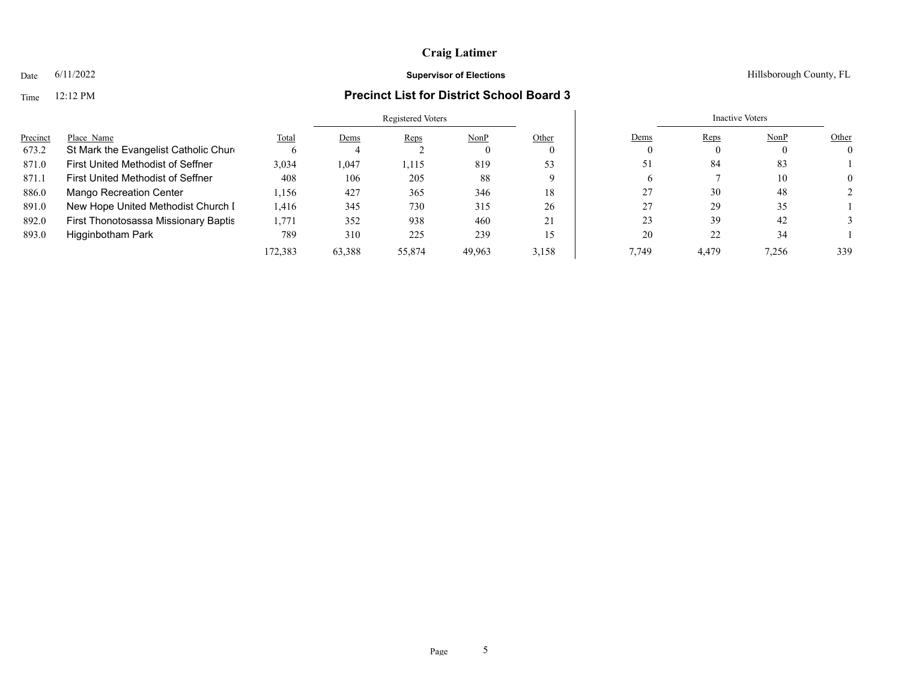# Craig Latimer

Date 6/11/2022 **Supervisor of Elections** Hillsborough County, FL

Time 12:12 PM

## Precinct List for District School Board 3

| | | | Registered Voters | | | | Inactive Voters | | | |
|---|---|---|---|---|---|---|---|---|---|---|
| Precinct | Place_Name | Total | Dems | Reps | NonP | Other | Dems | Reps | NonP | Other |
| 673.2 | St Mark the Evangelist Catholic Churc | 6 | 4 | 2 | 0 | 0 | 0 | 0 | 0 | 0 |
| 871.0 | First United Methodist of Seffner | 3,034 | 1,047 | 1,115 | 819 | 53 | 51 | 84 | 83 | 1 |
| 871.1 | First United Methodist of Seffner | 408 | 106 | 205 | 88 | 9 | 6 | 7 | 10 | 0 |
| 886.0 | Mango Recreation Center | 1,156 | 427 | 365 | 346 | 18 | 27 | 30 | 48 | 2 |
| 891.0 | New Hope United Methodist Church I | 1,416 | 345 | 730 | 315 | 26 | 27 | 29 | 35 | 1 |
| 892.0 | First Thonotosassa Missionary Baptis | 1,771 | 352 | 938 | 460 | 21 | 23 | 39 | 42 | 3 |
| 893.0 | Higginbotham Park | 789 | 310 | 225 | 239 | 15 | 20 | 22 | 34 | 1 |
| | | 172,383 | 63,388 | 55,874 | 49,963 | 3,158 | 7,749 | 4,479 | 7,256 | 339 |